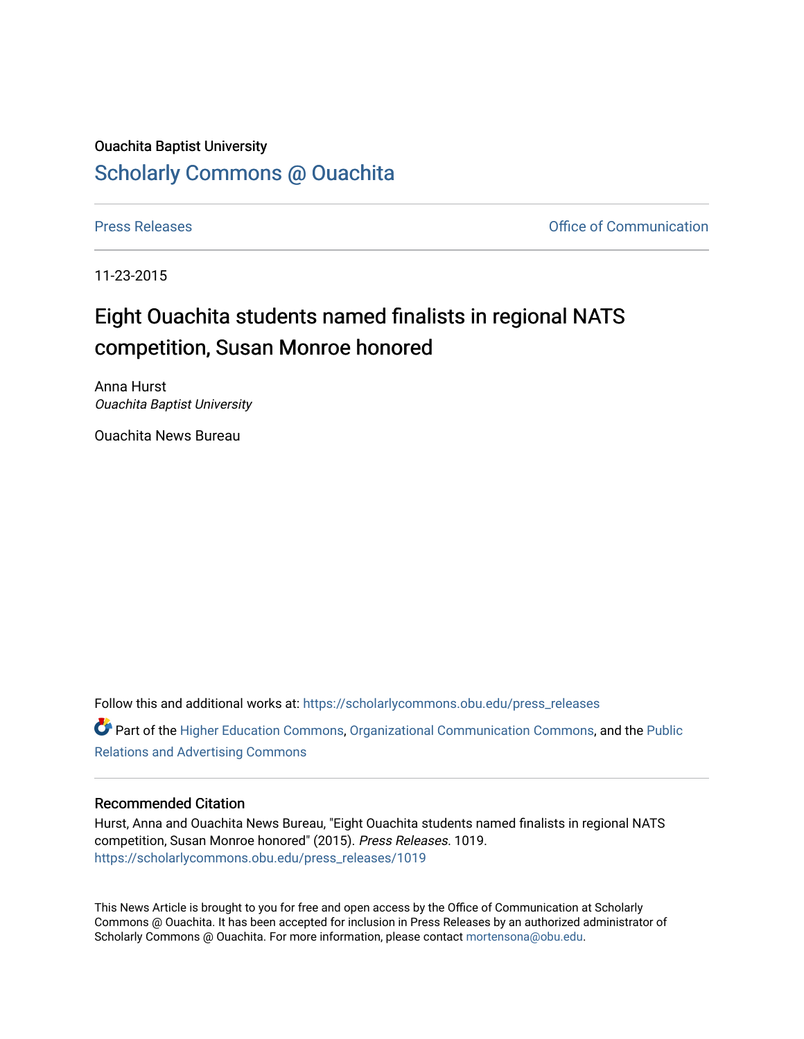Ouachita Baptist University

## Scholarly Commons @ Ouachita

Press Releases | Office of Communication

11-23-2015

# Eight Ouachita students named finalists in regional NATS competition, Susan Monroe honored

Anna Hurst
*Ouachita Baptist University*

Ouachita News Bureau

Follow this and additional works at: https://scholarlycommons.obu.edu/press_releases

Part of the Higher Education Commons, Organizational Communication Commons, and the Public Relations and Advertising Commons

### Recommended Citation

Hurst, Anna and Ouachita News Bureau, "Eight Ouachita students named finalists in regional NATS competition, Susan Monroe honored" (2015). *Press Releases*. 1019.
https://scholarlycommons.obu.edu/press_releases/1019

This News Article is brought to you for free and open access by the Office of Communication at Scholarly Commons @ Ouachita. It has been accepted for inclusion in Press Releases by an authorized administrator of Scholarly Commons @ Ouachita. For more information, please contact mortensona@obu.edu.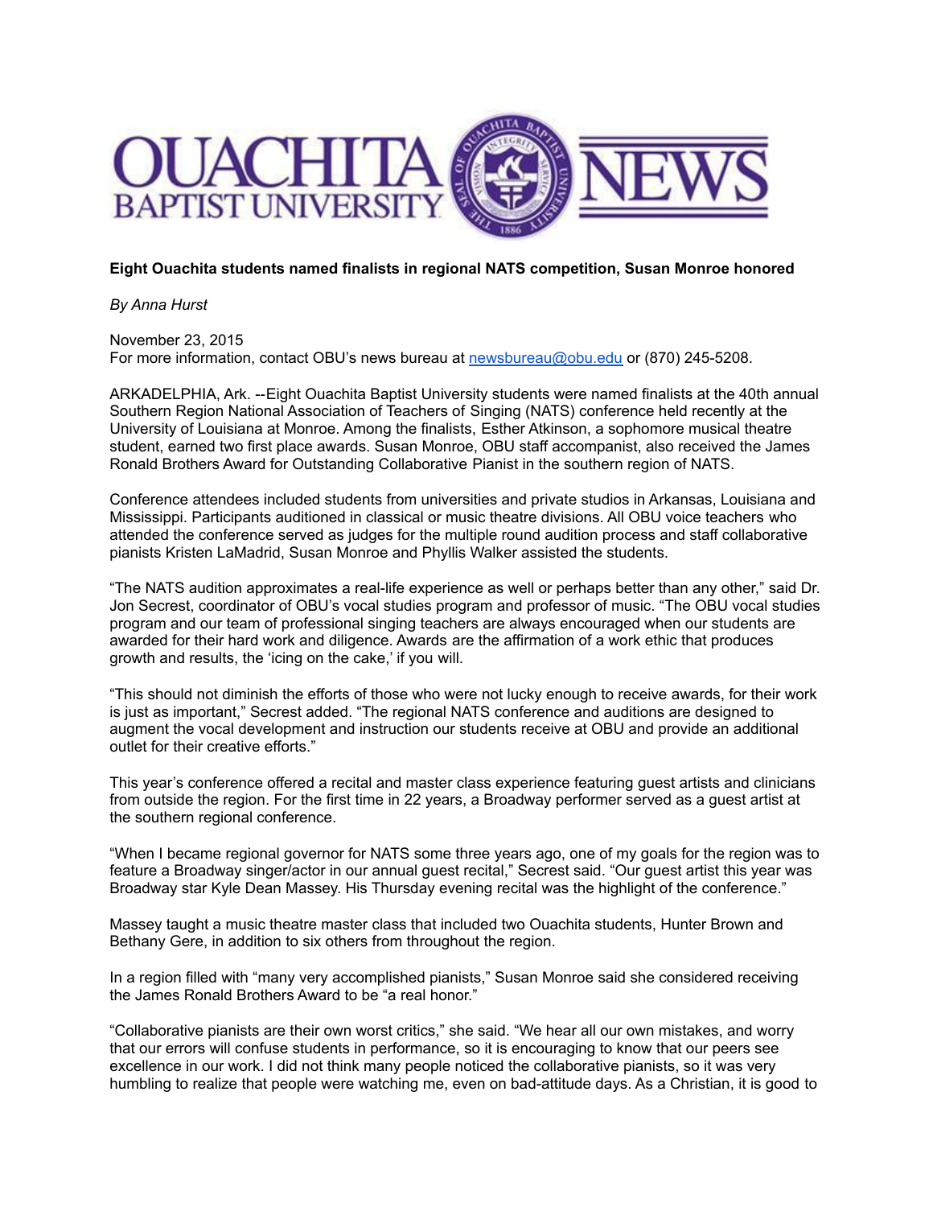**Eight Ouachita students named finalists in regional NATS competition, Susan Monroe honored**

*By Anna Hurst*

November 23, 2015
For more information, contact OBU's news bureau at newsbureau@obu.edu or (870) 245-5208.

ARKADELPHIA, Ark. --Eight Ouachita Baptist University students were named finalists at the 40th annual Southern Region National Association of Teachers of Singing (NATS) conference held recently at the University of Louisiana at Monroe. Among the finalists, Esther Atkinson, a sophomore musical theatre student, earned two first place awards. Susan Monroe, OBU staff accompanist, also received the James Ronald Brothers Award for Outstanding Collaborative Pianist in the southern region of NATS.

Conference attendees included students from universities and private studios in Arkansas, Louisiana and Mississippi. Participants auditioned in classical or music theatre divisions. All OBU voice teachers who attended the conference served as judges for the multiple round audition process and staff collaborative pianists Kristen LaMadrid, Susan Monroe and Phyllis Walker assisted the students.

"The NATS audition approximates a real-life experience as well or perhaps better than any other," said Dr. Jon Secrest, coordinator of OBU's vocal studies program and professor of music. "The OBU vocal studies program and our team of professional singing teachers are always encouraged when our students are awarded for their hard work and diligence. Awards are the affirmation of a work ethic that produces growth and results, the 'icing on the cake,' if you will.

"This should not diminish the efforts of those who were not lucky enough to receive awards, for their work is just as important," Secrest added. "The regional NATS conference and auditions are designed to augment the vocal development and instruction our students receive at OBU and provide an additional outlet for their creative efforts."

This year's conference offered a recital and master class experience featuring guest artists and clinicians from outside the region. For the first time in 22 years, a Broadway performer served as a guest artist at the southern regional conference.

"When I became regional governor for NATS some three years ago, one of my goals for the region was to feature a Broadway singer/actor in our annual guest recital," Secrest said. "Our guest artist this year was Broadway star Kyle Dean Massey. His Thursday evening recital was the highlight of the conference."

Massey taught a music theatre master class that included two Ouachita students, Hunter Brown and Bethany Gere, in addition to six others from throughout the region.

In a region filled with "many very accomplished pianists," Susan Monroe said she considered receiving the James Ronald Brothers Award to be "a real honor."

"Collaborative pianists are their own worst critics," she said. "We hear all our own mistakes, and worry that our errors will confuse students in performance, so it is encouraging to know that our peers see excellence in our work. I did not think many people noticed the collaborative pianists, so it was very humbling to realize that people were watching me, even on bad-attitude days. As a Christian, it is good to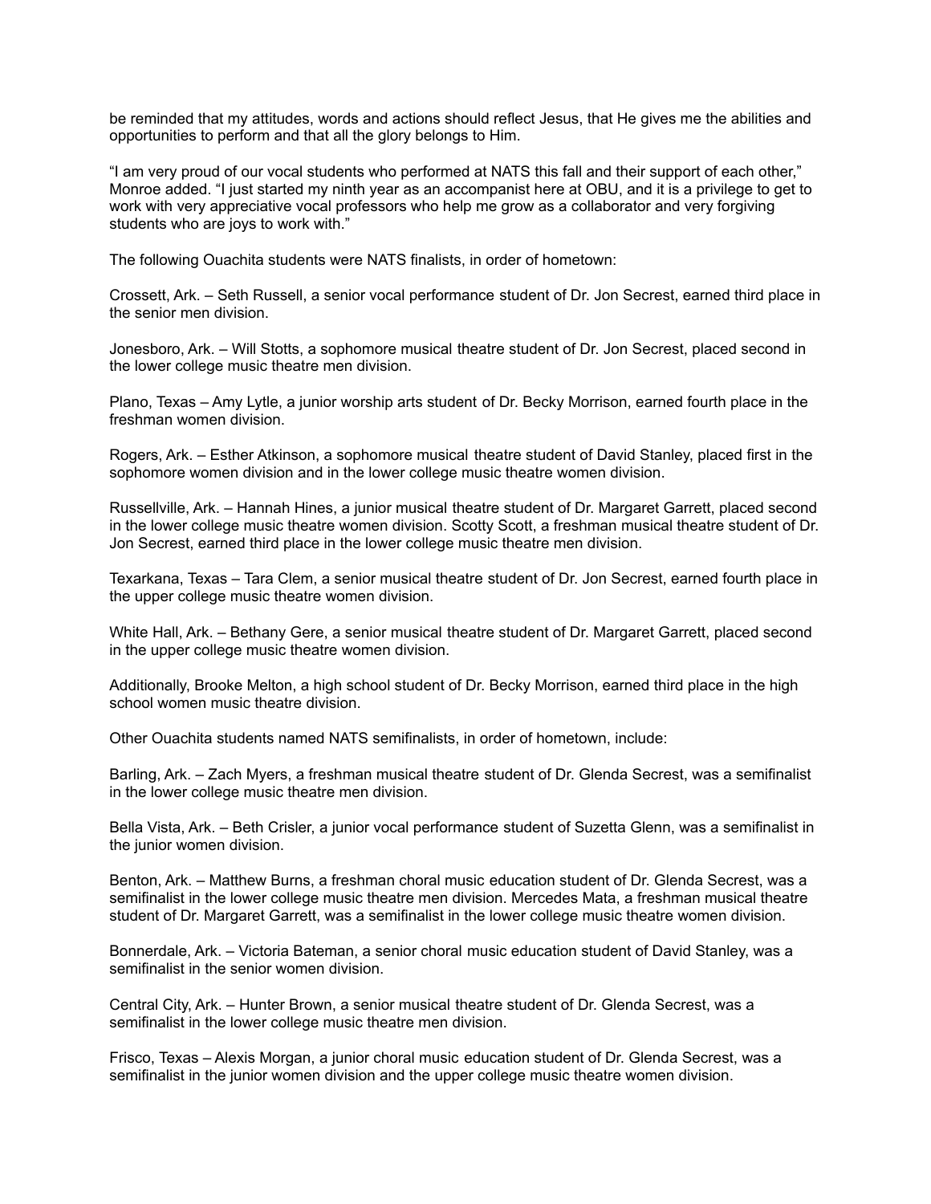be reminded that my attitudes, words and actions should reflect Jesus, that He gives me the abilities and opportunities to perform and that all the glory belongs to Him.

"I am very proud of our vocal students who performed at NATS this fall and their support of each other," Monroe added. "I just started my ninth year as an accompanist here at OBU, and it is a privilege to get to work with very appreciative vocal professors who help me grow as a collaborator and very forgiving students who are joys to work with."

The following Ouachita students were NATS finalists, in order of hometown:

Crossett, Ark. – Seth Russell, a senior vocal performance student of Dr. Jon Secrest, earned third place in the senior men division.

Jonesboro, Ark. – Will Stotts, a sophomore musical theatre student of Dr. Jon Secrest, placed second in the lower college music theatre men division.

Plano, Texas – Amy Lytle, a junior worship arts student of Dr. Becky Morrison, earned fourth place in the freshman women division.

Rogers, Ark. – Esther Atkinson, a sophomore musical theatre student of David Stanley, placed first in the sophomore women division and in the lower college music theatre women division.

Russellville, Ark. – Hannah Hines, a junior musical theatre student of Dr. Margaret Garrett, placed second in the lower college music theatre women division. Scotty Scott, a freshman musical theatre student of Dr. Jon Secrest, earned third place in the lower college music theatre men division.

Texarkana, Texas – Tara Clem, a senior musical theatre student of Dr. Jon Secrest, earned fourth place in the upper college music theatre women division.

White Hall, Ark. – Bethany Gere, a senior musical theatre student of Dr. Margaret Garrett, placed second in the upper college music theatre women division.

Additionally, Brooke Melton, a high school student of Dr. Becky Morrison, earned third place in the high school women music theatre division.

Other Ouachita students named NATS semifinalists, in order of hometown, include:

Barling, Ark. – Zach Myers, a freshman musical theatre student of Dr. Glenda Secrest, was a semifinalist in the lower college music theatre men division.

Bella Vista, Ark. – Beth Crisler, a junior vocal performance student of Suzetta Glenn, was a semifinalist in the junior women division.

Benton, Ark. – Matthew Burns, a freshman choral music education student of Dr. Glenda Secrest, was a semifinalist in the lower college music theatre men division. Mercedes Mata, a freshman musical theatre student of Dr. Margaret Garrett, was a semifinalist in the lower college music theatre women division.

Bonnerdale, Ark. – Victoria Bateman, a senior choral music education student of David Stanley, was a semifinalist in the senior women division.

Central City, Ark. – Hunter Brown, a senior musical theatre student of Dr. Glenda Secrest, was a semifinalist in the lower college music theatre men division.

Frisco, Texas – Alexis Morgan, a junior choral music education student of Dr. Glenda Secrest, was a semifinalist in the junior women division and the upper college music theatre women division.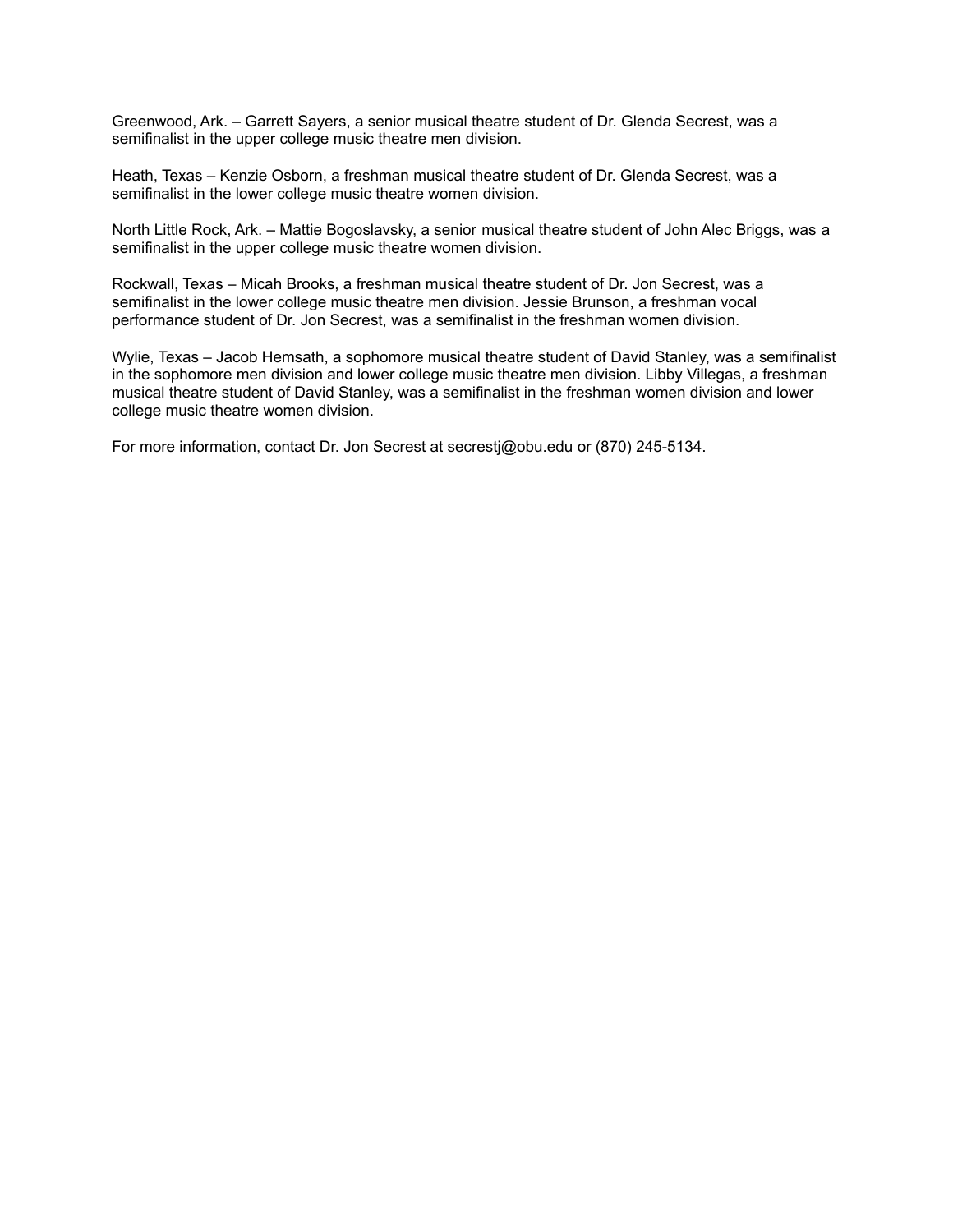Greenwood, Ark. – Garrett Sayers, a senior musical theatre student of Dr. Glenda Secrest, was a semifinalist in the upper college music theatre men division.

Heath, Texas – Kenzie Osborn, a freshman musical theatre student of Dr. Glenda Secrest, was a semifinalist in the lower college music theatre women division.

North Little Rock, Ark. – Mattie Bogoslavsky, a senior musical theatre student of John Alec Briggs, was a semifinalist in the upper college music theatre women division.

Rockwall, Texas – Micah Brooks, a freshman musical theatre student of Dr. Jon Secrest, was a semifinalist in the lower college music theatre men division. Jessie Brunson, a freshman vocal performance student of Dr. Jon Secrest, was a semifinalist in the freshman women division.

Wylie, Texas – Jacob Hemsath, a sophomore musical theatre student of David Stanley, was a semifinalist in the sophomore men division and lower college music theatre men division. Libby Villegas, a freshman musical theatre student of David Stanley, was a semifinalist in the freshman women division and lower college music theatre women division.

For more information, contact Dr. Jon Secrest at secrestj@obu.edu or (870) 245-5134.